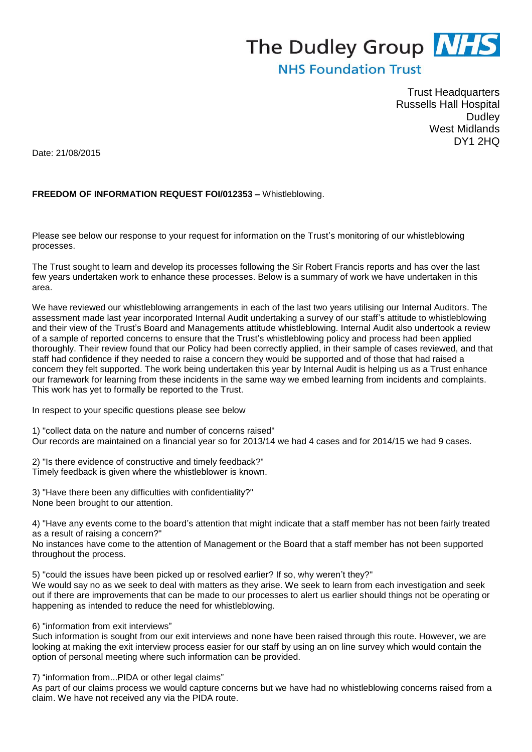# The Dudley Group NHS

## NHS Foundation Trust

Trust Headquarters
Russells Hall Hospital
Dudley
West Midlands
DY1 2HQ

Date: 21/08/2015

**FREEDOM OF INFORMATION REQUEST FOI/012353 –** Whistleblowing.

Please see below our response to your request for information on the Trust's monitoring of our whistleblowing processes.

The Trust sought to learn and develop its processes following the Sir Robert Francis reports and has over the last few years undertaken work to enhance these processes. Below is a summary of work we have undertaken in this area.

We have reviewed our whistleblowing arrangements in each of the last two years utilising our Internal Auditors. The assessment made last year incorporated Internal Audit undertaking a survey of our staff's attitude to whistleblowing and their view of the Trust's Board and Managements attitude whistleblowing. Internal Audit also undertook a review of a sample of reported concerns to ensure that the Trust's whistleblowing policy and process had been applied thoroughly. Their review found that our Policy had been correctly applied, in their sample of cases reviewed, and that staff had confidence if they needed to raise a concern they would be supported and of those that had raised a concern they felt supported. The work being undertaken this year by Internal Audit is helping us as a Trust enhance our framework for learning from these incidents in the same way we embed learning from incidents and complaints. This work has yet to formally be reported to the Trust.

In respect to your specific questions please see below

1) "collect data on the nature and number of concerns raised"
Our records are maintained on a financial year so for 2013/14 we had 4 cases and for 2014/15 we had 9 cases.

2) "Is there evidence of constructive and timely feedback?"
Timely feedback is given where the whistleblower is known.

3) "Have there been any difficulties with confidentiality?"
None been brought to our attention.

4) "Have any events come to the board's attention that might indicate that a staff member has not been fairly treated as a result of raising a concern?"
No instances have come to the attention of Management or the Board that a staff member has not been supported throughout the process.

5) "could the issues have been picked up or resolved earlier? If so, why weren't they?"
We would say no as we seek to deal with matters as they arise. We seek to learn from each investigation and seek out if there are improvements that can be made to our processes to alert us earlier should things not be operating or happening as intended to reduce the need for whistleblowing.

6) "information from exit interviews"
Such information is sought from our exit interviews and none have been raised through this route. However, we are looking at making the exit interview process easier for our staff by using an on line survey which would contain the option of personal meeting where such information can be provided.

7) "information from...PIDA or other legal claims"
As part of our claims process we would capture concerns but we have had no whistleblowing concerns raised from a claim. We have not received any via the PIDA route.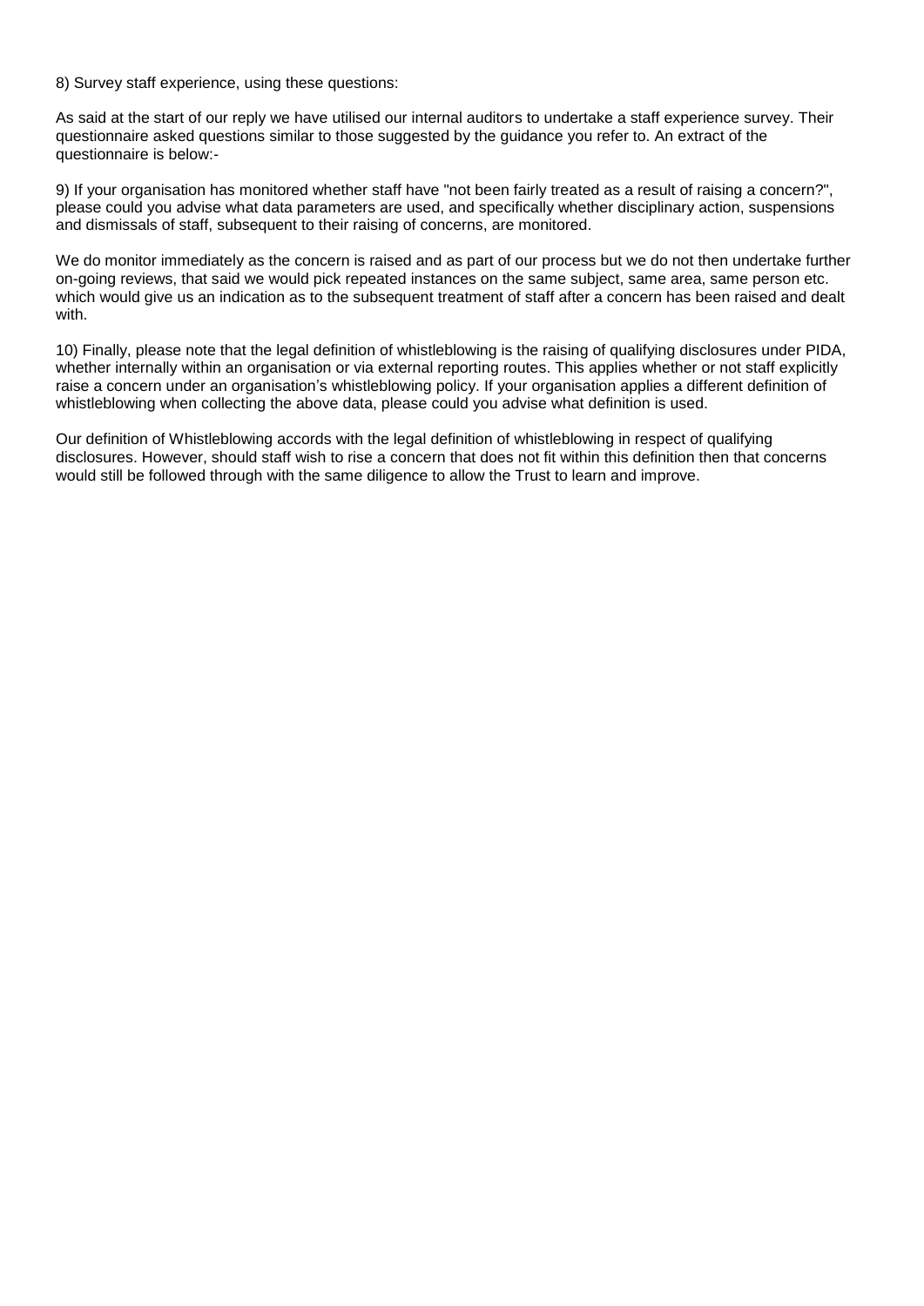8) Survey staff experience, using these questions:

As said at the start of our reply we have utilised our internal auditors to undertake a staff experience survey. Their questionnaire asked questions similar to those suggested by the guidance you refer to. An extract of the questionnaire is below:-

9) If your organisation has monitored whether staff have "not been fairly treated as a result of raising a concern?", please could you advise what data parameters are used, and specifically whether disciplinary action, suspensions and dismissals of staff, subsequent to their raising of concerns, are monitored.

We do monitor immediately as the concern is raised and as part of our process but we do not then undertake further on-going reviews, that said we would pick repeated instances on the same subject, same area, same person etc. which would give us an indication as to the subsequent treatment of staff after a concern has been raised and dealt with.

10) Finally, please note that the legal definition of whistleblowing is the raising of qualifying disclosures under PIDA, whether internally within an organisation or via external reporting routes. This applies whether or not staff explicitly raise a concern under an organisation's whistleblowing policy. If your organisation applies a different definition of whistleblowing when collecting the above data, please could you advise what definition is used.

Our definition of Whistleblowing accords with the legal definition of whistleblowing in respect of qualifying disclosures. However, should staff wish to rise a concern that does not fit within this definition then that concerns would still be followed through with the same diligence to allow the Trust to learn and improve.